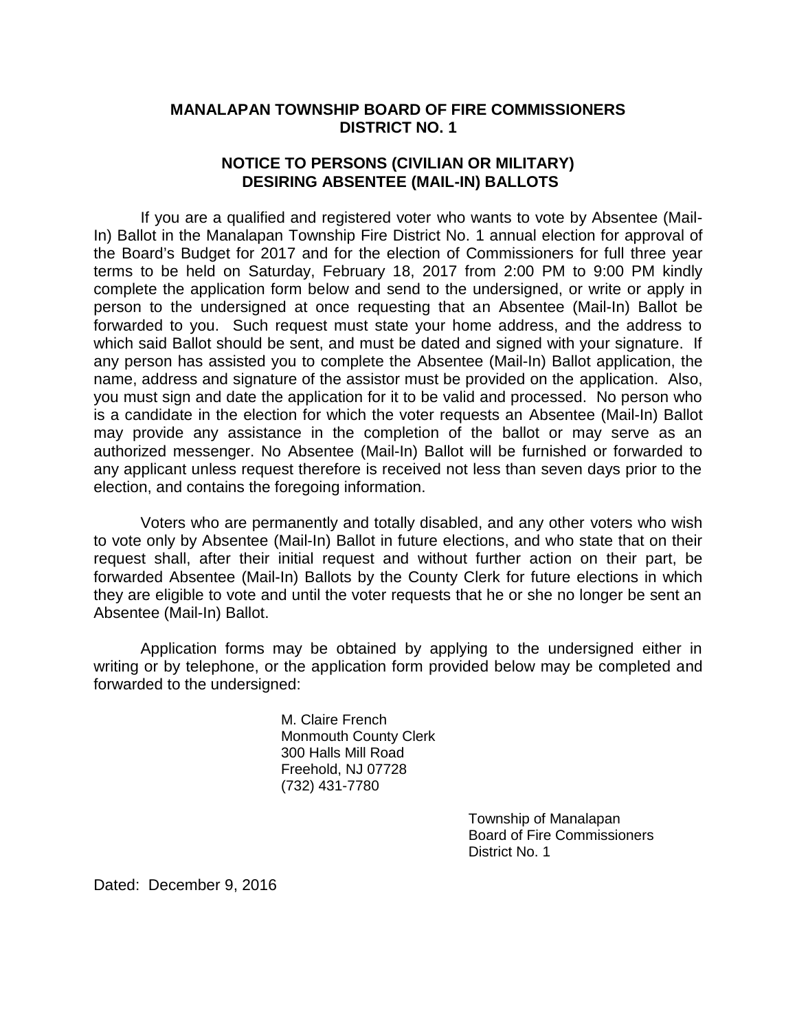## MANALAPAN TOWNSHIP BOARD OF FIRE COMMISSIONERS DISTRICT NO. 1

### NOTICE TO PERSONS (CIVILIAN OR MILITARY) DESIRING ABSENTEE (MAIL-IN) BALLOTS

If you are a qualified and registered voter who wants to vote by Absentee (Mail-In) Ballot in the Manalapan Township Fire District No. 1 annual election for approval of the Board's Budget for 2017 and for the election of Commissioners for full three year terms to be held on Saturday, February 18, 2017 from 2:00 PM to 9:00 PM kindly complete the application form below and send to the undersigned, or write or apply in person to the undersigned at once requesting that an Absentee (Mail-In) Ballot be forwarded to you. Such request must state your home address, and the address to which said Ballot should be sent, and must be dated and signed with your signature. If any person has assisted you to complete the Absentee (Mail-In) Ballot application, the name, address and signature of the assistor must be provided on the application. Also, you must sign and date the application for it to be valid and processed. No person who is a candidate in the election for which the voter requests an Absentee (Mail-In) Ballot may provide any assistance in the completion of the ballot or may serve as an authorized messenger. No Absentee (Mail-In) Ballot will be furnished or forwarded to any applicant unless request therefore is received not less than seven days prior to the election, and contains the foregoing information.

Voters who are permanently and totally disabled, and any other voters who wish to vote only by Absentee (Mail-In) Ballot in future elections, and who state that on their request shall, after their initial request and without further action on their part, be forwarded Absentee (Mail-In) Ballots by the County Clerk for future elections in which they are eligible to vote and until the voter requests that he or she no longer be sent an Absentee (Mail-In) Ballot.

Application forms may be obtained by applying to the undersigned either in writing or by telephone, or the application form provided below may be completed and forwarded to the undersigned:

M. Claire French
Monmouth County Clerk
300 Halls Mill Road
Freehold, NJ 07728
(732) 431-7780

Township of Manalapan
Board of Fire Commissioners
District No. 1

Dated: December 9, 2016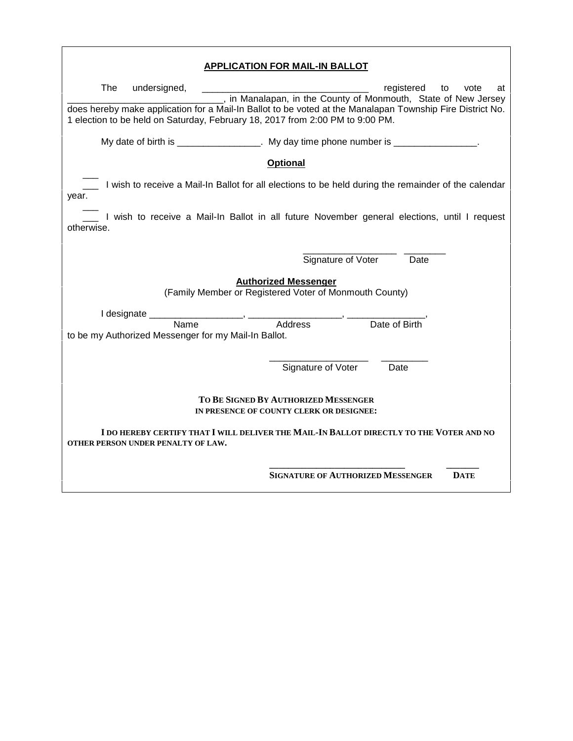## APPLICATION FOR MAIL-IN BALLOT

The undersigned, ________________________________ registered to vote at ______________________________, in Manalapan, in the County of Monmouth, State of New Jersey does hereby make application for a Mail-In Ballot to be voted at the Manalapan Township Fire District No. 1 election to be held on Saturday, February 18, 2017 from 2:00 PM to 9:00 PM.

My date of birth is ________________. My day time phone number is ________________.

**Optional**

___ I wish to receive a Mail-In Ballot for all elections to be held during the remainder of the calendar year.

___ I wish to receive a Mail-In Ballot in all future November general elections, until I request otherwise.

__________________ ________
Signature of Voter Date

**Authorized Messenger**

(Family Member or Registered Voter of Monmouth County)

I designate __________________, __________________, _______________,
Name Address Date of Birth
to be my Authorized Messenger for my Mail-In Ballot.

___________________ _________
Signature of Voter Date

**TO BE SIGNED BY AUTHORIZED MESSENGER IN PRESENCE OF COUNTY CLERK OR DESIGNEE:**

**I DO HEREBY CERTIFY THAT I WILL DELIVER THE MAIL-IN BALLOT DIRECTLY TO THE VOTER AND NO OTHER PERSON UNDER PENALTY OF LAW.**

__________________________ ______
**SIGNATURE OF AUTHORIZED MESSENGER DATE**